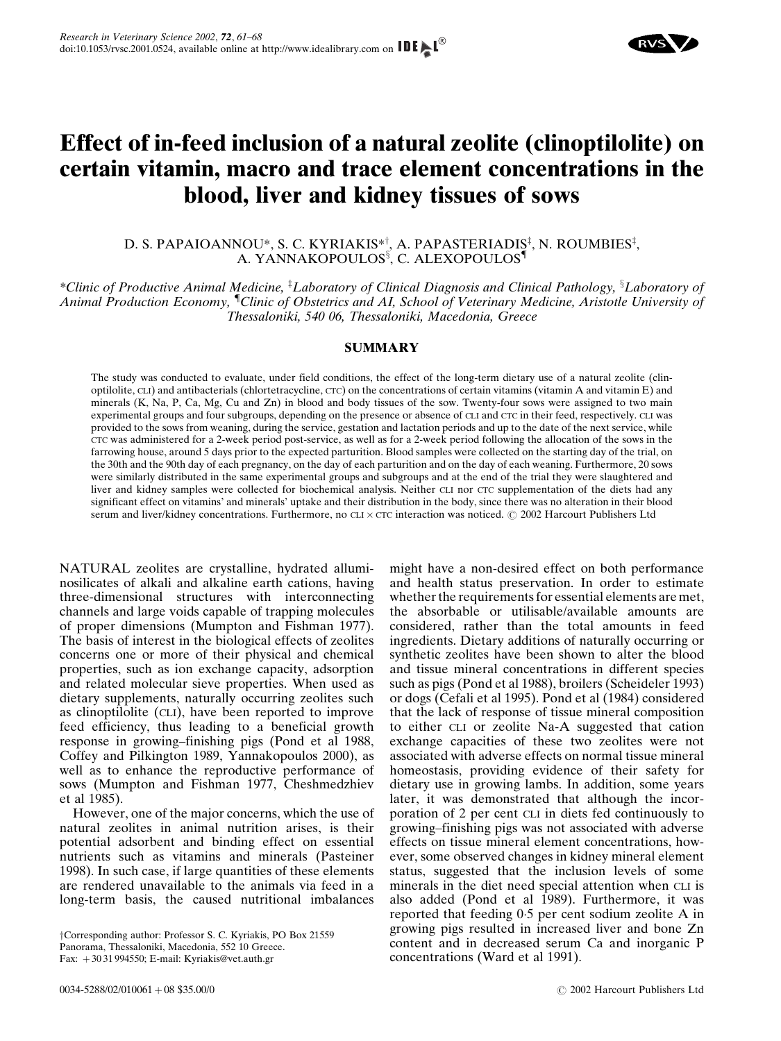// Effect of in-feed inclusion of a natural zeolite (clinoptilolite) on certain vitamin, macro and trace element concentrations in the blood, liver and kidney tissues of sows

D. S. PAPAIOANNOU*, S. C. KYRIAKIS*[†], A. PAPASTERIADIS[‡], N. ROUMBIES[‡], A. YANNAKOPOULOS[§], C. ALEXOPOULOS[¶]

*Clinic of Productive Animal Medicine, [‡]Laboratory of Clinical Diagnosis and Clinical Pathology, [§]Laboratory of Animal Production Economy, [¶]Clinic of Obstetrics and AI, School of Veterinary Medicine, Aristotle University of Thessaloniki, 540 06, Thessaloniki, Macedonia, Greece*

## SUMMARY

The study was conducted to evaluate, under field conditions, the effect of the long-term dietary use of a natural zeolite (clinoptilolite, CLI) and antibacterials (chlortetracycline, CTC) on the concentrations of certain vitamins (vitamin A and vitamin E) and minerals (K, Na, P, Ca, Mg, Cu and Zn) in blood and body tissues of the sow. Twenty-four sows were assigned to two main experimental groups and four subgroups, depending on the presence or absence of CLI and CTC in their feed, respectively. CLI was provided to the sows from weaning, during the service, gestation and lactation periods and up to the date of the next service, while CTC was administered for a 2-week period post-service, as well as for a 2-week period following the allocation of the sows in the farrowing house, around 5 days prior to the expected parturition. Blood samples were collected on the starting day of the trial, on the 30th and the 90th day of each pregnancy, on the day of each parturition and on the day of each weaning. Furthermore, 20 sows were similarly distributed in the same experimental groups and subgroups and at the end of the trial they were slaughtered and liver and kidney samples were collected for biochemical analysis. Neither CLI nor CTC supplementation of the diets had any significant effect on vitamins' and minerals' uptake and their distribution in the body, since there was no alteration in their blood serum and liver/kidney concentrations. Furthermore, no CLI × CTC interaction was noticed. © 2002 Harcourt Publishers Ltd

NATURAL zeolites are crystalline, hydrated allumi-nosilicates of alkali and alkaline earth cations, having three-dimensional structures with interconnecting channels and large voids capable of trapping molecules of proper dimensions (Mumpton and Fishman 1977). The basis of interest in the biological effects of zeolites concerns one or more of their physical and chemical properties, such as ion exchange capacity, adsorption and related molecular sieve properties. When used as dietary supplements, naturally occurring zeolites such as clinoptilolite (CLI), have been reported to improve feed efficiency, thus leading to a beneficial growth response in growing–finishing pigs (Pond et al 1988, Coffey and Pilkington 1989, Yannakopoulos 2000), as well as to enhance the reproductive performance of sows (Mumpton and Fishman 1977, Cheshmedzhiev et al 1985).

However, one of the major concerns, which the use of natural zeolites in animal nutrition arises, is their potential adsorbent and binding effect on essential nutrients such as vitamins and minerals (Pasteiner 1998). In such case, if large quantities of these elements are rendered unavailable to the animals via feed in a long-term basis, the caused nutritional imbalances might have a non-desired effect on both performance and health status preservation. In order to estimate whether the requirements for essential elements are met, the absorbable or utilisable/available amounts are considered, rather than the total amounts in feed ingredients. Dietary additions of naturally occurring or synthetic zeolites have been shown to alter the blood and tissue mineral concentrations in different species such as pigs (Pond et al 1988), broilers (Scheideler 1993) or dogs (Cefali et al 1995). Pond et al (1984) considered that the lack of response of tissue mineral composition to either CLI or zeolite Na-A suggested that cation exchange capacities of these two zeolites were not associated with adverse effects on normal tissue mineral homeostasis, providing evidence of their safety for dietary use in growing lambs. In addition, some years later, it was demonstrated that although the incorporation of 2 per cent CLI in diets fed continuously to growing–finishing pigs was not associated with adverse effects on tissue mineral element concentrations, however, some observed changes in kidney mineral element status, suggested that the inclusion levels of some minerals in the diet need special attention when CLI is also added (Pond et al 1989). Furthermore, it was reported that feeding 0·5 per cent sodium zeolite A in growing pigs resulted in increased liver and bone Zn content and in decreased serum Ca and inorganic P concentrations (Ward et al 1991).

[†]Corresponding author: Professor S. C. Kyriakis, PO Box 21559 Panorama, Thessaloniki, Macedonia, 552 10 Greece. Fax: +30 31 994550; E-mail: Kyriakis@vet.auth.gr

0034-5288/02/010061 + 08 $35.00/0 © 2002 Harcourt Publishers Ltd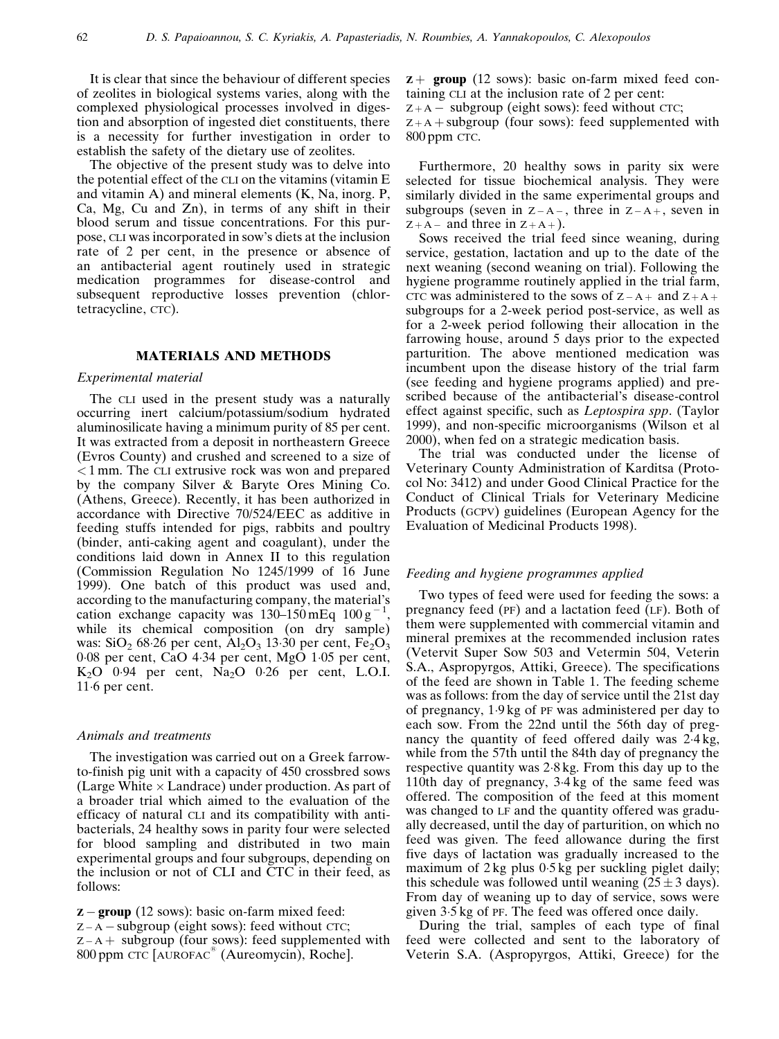It is clear that since the behaviour of different species of zeolites in biological systems varies, along with the complexed physiological processes involved in digestion and absorption of ingested diet constituents, there is a necessity for further investigation in order to establish the safety of the dietary use of zeolites.

The objective of the present study was to delve into the potential effect of the CLI on the vitamins (vitamin E and vitamin A) and mineral elements (K, Na, inorg. P, Ca, Mg, Cu and Zn), in terms of any shift in their blood serum and tissue concentrations. For this purpose, CLI was incorporated in sow's diets at the inclusion rate of 2 per cent, in the presence or absence of an antibacterial agent routinely used in strategic medication programmes for disease-control and subsequent reproductive losses prevention (chlortetracycline, CTC).

## MATERIALS AND METHODS

### *Experimental material*

The CLI used in the present study was a naturally occurring inert calcium/potassium/sodium hydrated aluminosilicate having a minimum purity of 85 per cent. It was extracted from a deposit in northeastern Greece (Evros County) and crushed and screened to a size of < 1 mm. The CLI extrusive rock was won and prepared by the company Silver & Baryte Ores Mining Co. (Athens, Greece). Recently, it has been authorized in accordance with Directive 70/524/EEC as additive in feeding stuffs intended for pigs, rabbits and poultry (binder, anti-caking agent and coagulant), under the conditions laid down in Annex II to this regulation (Commission Regulation No 1245/1999 of 16 June 1999). One batch of this product was used and, according to the manufacturing company, the material's cation exchange capacity was 130–150 mEq $100\,g^{-1}$, while its chemical composition (on dry sample) was: $SiO_2$ 68·26 per cent, $Al_2O_3$ 13·30 per cent, $Fe_2O_3$ 0·08 per cent, CaO 4·34 per cent, MgO 1·05 per cent, $K_2O$ 0·94 per cent, $Na_2O$ 0·26 per cent, L.O.I. 11·6 per cent.

### *Animals and treatments*

The investigation was carried out on a Greek farrow-to-finish pig unit with a capacity of 450 crossbred sows (Large White × Landrace) under production. As part of a broader trial which aimed to the evaluation of the efficacy of natural CLI and its compatibility with antibacterials, 24 healthy sows in parity four were selected for blood sampling and distributed in two main experimental groups and four subgroups, depending on the inclusion or not of CLI and CTC in their feed, as follows:

**Z − group** (12 sows): basic on-farm mixed feed:
Z − A − subgroup (eight sows): feed without CTC;
Z − A + subgroup (four sows): feed supplemented with 800 ppm CTC [AUROFAC® (Aureomycin), Roche].

**Z + group** (12 sows): basic on-farm mixed feed containing CLI at the inclusion rate of 2 per cent:
Z + A − subgroup (eight sows): feed without CTC;
Z + A + subgroup (four sows): feed supplemented with 800 ppm CTC.

Furthermore, 20 healthy sows in parity six were selected for tissue biochemical analysis. They were similarly divided in the same experimental groups and subgroups (seven in Z − A −, three in Z − A +, seven in Z + A − and three in Z + A +).

Sows received the trial feed since weaning, during service, gestation, lactation and up to the date of the next weaning (second weaning on trial). Following the hygiene programme routinely applied in the trial farm, CTC was administered to the sows of Z − A + and Z + A + subgroups for a 2-week period post-service, as well as for a 2-week period following their allocation in the farrowing house, around 5 days prior to the expected parturition. The above mentioned medication was incumbent upon the disease history of the trial farm (see feeding and hygiene programs applied) and prescribed because of the antibacterial's disease-control effect against specific, such as *Leptospira spp*. (Taylor 1999), and non-specific microorganisms (Wilson et al 2000), when fed on a strategic medication basis.

The trial was conducted under the license of Veterinary County Administration of Karditsa (Protocol No: 3412) and under Good Clinical Practice for the Conduct of Clinical Trials for Veterinary Medicine Products (GCPV) guidelines (European Agency for the Evaluation of Medicinal Products 1998).

### *Feeding and hygiene programmes applied*

Two types of feed were used for feeding the sows: a pregnancy feed (PF) and a lactation feed (LF). Both of them were supplemented with commercial vitamin and mineral premixes at the recommended inclusion rates (Vetervit Super Sow 503 and Vetermin 504, Veterin S.A., Aspropyrgos, Attiki, Greece). The specifications of the feed are shown in Table 1. The feeding scheme was as follows: from the day of service until the 21st day of pregnancy, 1·9 kg of PF was administered per day to each sow. From the 22nd until the 56th day of pregnancy the quantity of feed offered daily was 2·4 kg, while from the 57th until the 84th day of pregnancy the respective quantity was 2·8 kg. From this day up to the 110th day of pregnancy, 3·4 kg of the same feed was offered. The composition of the feed at this moment was changed to LF and the quantity offered was gradually decreased, until the day of parturition, on which no feed was given. The feed allowance during the first five days of lactation was gradually increased to the maximum of 2 kg plus 0·5 kg per suckling piglet daily; this schedule was followed until weaning (25 ± 3 days). From day of weaning up to day of service, sows were given 3·5 kg of PF. The feed was offered once daily.

During the trial, samples of each type of final feed were collected and sent to the laboratory of Veterin S.A. (Aspropyrgos, Attiki, Greece) for the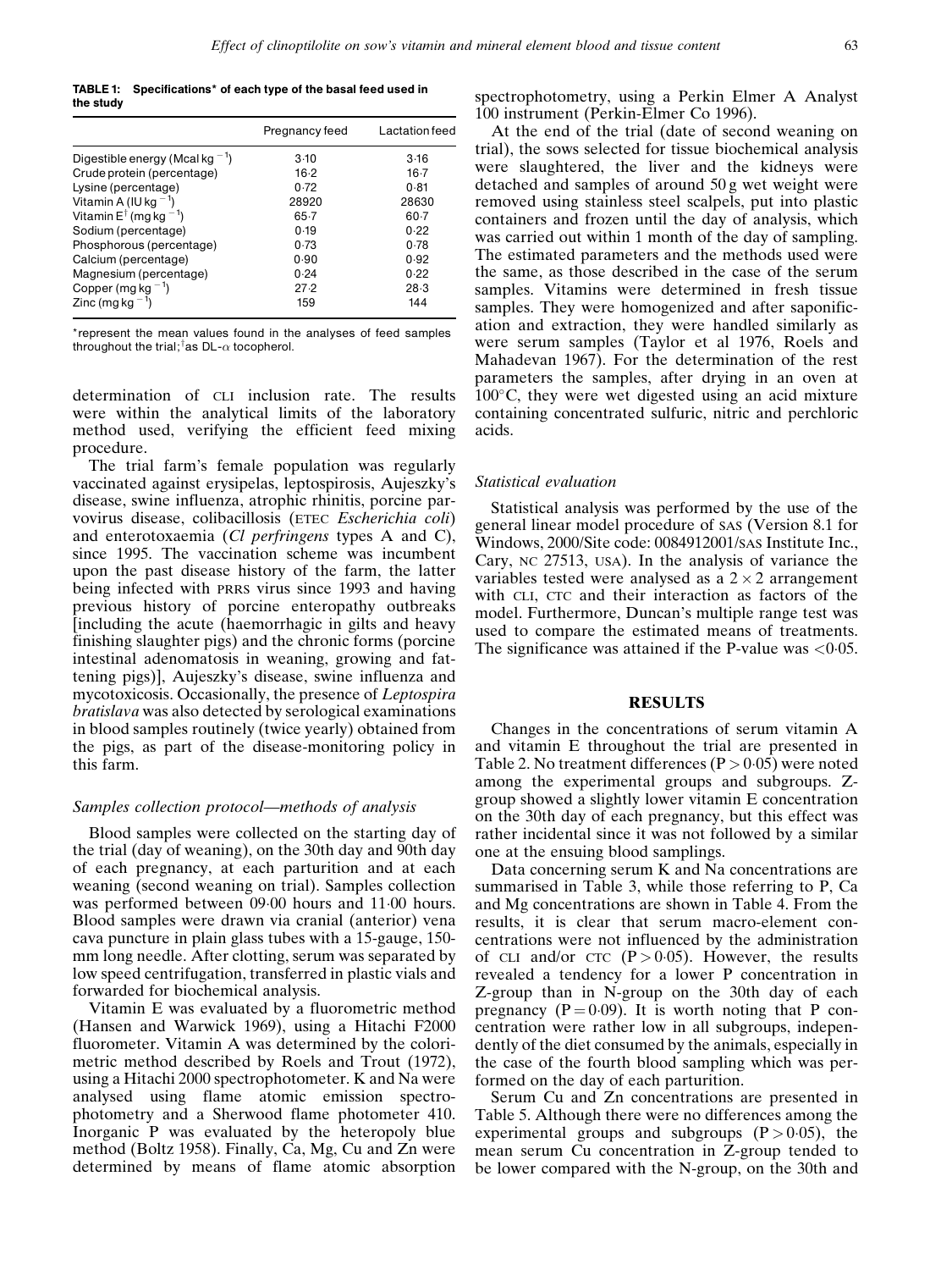**TABLE 1: Specifications* of each type of the basal feed used in the study**

| | Pregnancy feed | Lactation feed |
|---|---|---|
| Digestible energy (Mcal $kg^{-1}$) | 3·10 | 3·16 |
| Crude protein (percentage) | 16·2 | 16·7 |
| Lysine (percentage) | 0·72 | 0·81 |
| Vitamin A (IU $kg^{-1}$) | 28920 | 28630 |
| Vitamin E[†] (mg $kg^{-1}$) | 65·7 | 60·7 |
| Sodium (percentage) | 0·19 | 0·22 |
| Phosphorous (percentage) | 0·73 | 0·78 |
| Calcium (percentage) | 0·90 | 0·92 |
| Magnesium (percentage) | 0·24 | 0·22 |
| Copper (mg $kg^{-1}$) | 27·2 | 28·3 |
| Zinc (mg $kg^{-1}$) | 159 | 144 |

*represent the mean values found in the analyses of feed samples throughout the trial; [†]as DL-$\alpha$ tocopherol.

determination of CLI inclusion rate. The results were within the analytical limits of the laboratory method used, verifying the efficient feed mixing procedure.

The trial farm's female population was regularly vaccinated against erysipelas, leptospirosis, Aujeszky's disease, swine influenza, atrophic rhinitis, porcine parvovirus disease, colibacillosis (ETEC *Escherichia coli*) and enterotoxaemia (*Cl perfringens* types A and C), since 1995. The vaccination scheme was incumbent upon the past disease history of the farm, the latter being infected with PRRS virus since 1993 and having previous history of porcine enteropathy outbreaks [including the acute (haemorrhagic in gilts and heavy finishing slaughter pigs) and the chronic forms (porcine intestinal adenomatosis in weaning, growing and fattening pigs)], Aujeszky's disease, swine influenza and mycotoxicosis. Occasionally, the presence of *Leptospira bratislava* was also detected by serological examinations in blood samples routinely (twice yearly) obtained from the pigs, as part of the disease-monitoring policy in this farm.

### *Samples collection protocol—methods of analysis*

Blood samples were collected on the starting day of the trial (day of weaning), on the 30th day and 90th day of each pregnancy, at each parturition and at each weaning (second weaning on trial). Samples collection was performed between 09·00 hours and 11·00 hours. Blood samples were drawn via cranial (anterior) vena cava puncture in plain glass tubes with a 15-gauge, 150-mm long needle. After clotting, serum was separated by low speed centrifugation, transferred in plastic vials and forwarded for biochemical analysis.

Vitamin E was evaluated by a fluorometric method (Hansen and Warwick 1969), using a Hitachi F2000 fluorometer. Vitamin A was determined by the colorimetric method described by Roels and Trout (1972), using a Hitachi 2000 spectrophotometer. K and Na were analysed using flame atomic emission spectrophotometry and a Sherwood flame photometer 410. Inorganic P was evaluated by the heteropoly blue method (Boltz 1958). Finally, Ca, Mg, Cu and Zn were determined by means of flame atomic absorption spectrophotometry, using a Perkin Elmer A Analyst 100 instrument (Perkin-Elmer Co 1996).

At the end of the trial (date of second weaning on trial), the sows selected for tissue biochemical analysis were slaughtered, the liver and the kidneys were detached and samples of around 50 g wet weight were removed using stainless steel scalpels, put into plastic containers and frozen until the day of analysis, which was carried out within 1 month of the day of sampling. The estimated parameters and the methods used were the same, as those described in the case of the serum samples. Vitamins were determined in fresh tissue samples. They were homogenized and after saponification and extraction, they were handled similarly as were serum samples (Taylor et al 1976, Roels and Mahadevan 1967). For the determination of the rest parameters the samples, after drying in an oven at 100°C, they were wet digested using an acid mixture containing concentrated sulfuric, nitric and perchloric acids.

### *Statistical evaluation*

Statistical analysis was performed by the use of the general linear model procedure of SAS (Version 8.1 for Windows, 2000/Site code: 0084912001/SAS Institute Inc., Cary, NC 27513, USA). In the analysis of variance the variables tested were analysed as a $2 \times 2$ arrangement with CLI, CTC and their interaction as factors of the model. Furthermore, Duncan's multiple range test was used to compare the estimated means of treatments. The significance was attained if the P-value was $<0{\cdot}05$.

## RESULTS

Changes in the concentrations of serum vitamin A and vitamin E throughout the trial are presented in Table 2. No treatment differences ($P > 0{\cdot}05$) were noted among the experimental groups and subgroups. Z-group showed a slightly lower vitamin E concentration on the 30th day of each pregnancy, but this effect was rather incidental since it was not followed by a similar one at the ensuing blood samplings.

Data concerning serum K and Na concentrations are summarised in Table 3, while those referring to P, Ca and Mg concentrations are shown in Table 4. From the results, it is clear that serum macro-element concentrations were not influenced by the administration of CLI and/or CTC ($P > 0{\cdot}05$). However, the results revealed a tendency for a lower P concentration in Z-group than in N-group on the 30th day of each pregnancy ($P = 0{\cdot}09$). It is worth noting that P concentration were rather low in all subgroups, independently of the diet consumed by the animals, especially in the case of the fourth blood sampling which was performed on the day of each parturition.

Serum Cu and Zn concentrations are presented in Table 5. Although there were no differences among the experimental groups and subgroups ($P > 0{\cdot}05$), the mean serum Cu concentration in Z-group tended to be lower compared with the N-group, on the 30th and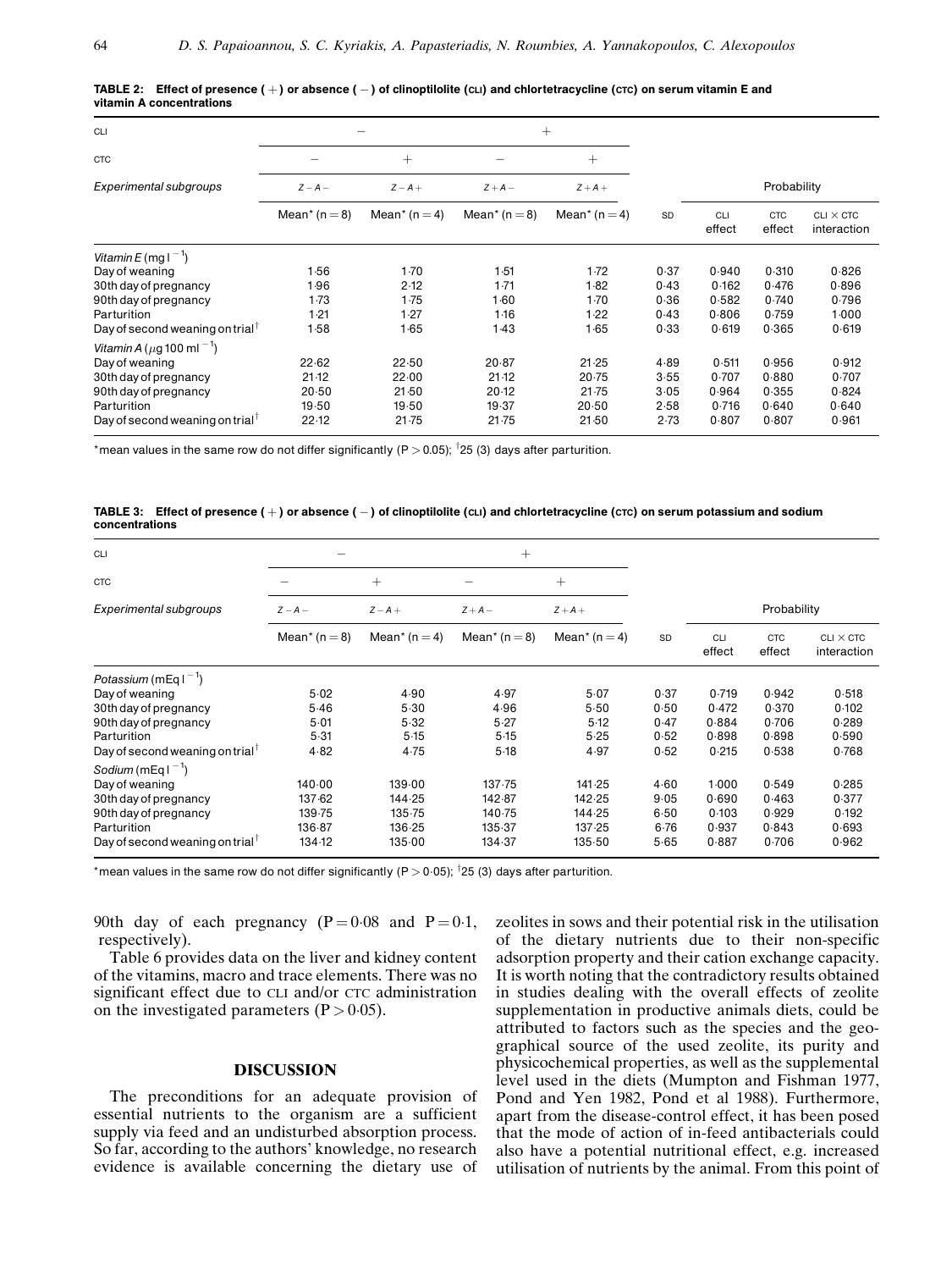**TABLE 2: Effect of presence (+) or absence (−) of clinoptilolite (CLI) and chlortetracycline (CTC) on serum vitamin E and vitamin A concentrations**

| CLI | − | | + | | | | | |
|---|---|---|---|---|---|---|---|---|
| CTC | − | + | − | + | | | | |
| Experimental subgroups | *Z−A−* | *Z−A+* | *Z+A−* | *Z+A+* | | Probability | | |
| | Mean* (n = 8) | Mean* (n = 4) | Mean* (n = 8) | Mean* (n = 4) | SD | CLI effect | CTC effect | CLI × CTC interaction |
| *Vitamin E* (mg $l^{-1}$) | | | | | | | | |
| Day of weaning | 1·56 | 1·70 | 1·51 | 1·72 | 0·37 | 0·940 | 0·310 | 0·826 |
| 30th day of pregnancy | 1·96 | 2·12 | 1·71 | 1·82 | 0·43 | 0·162 | 0·476 | 0·896 |
| 90th day of pregnancy | 1·73 | 1·75 | 1·60 | 1·70 | 0·36 | 0·582 | 0·740 | 0·796 |
| Parturition | 1·21 | 1·27 | 1·16 | 1·22 | 0·43 | 0·806 | 0·759 | 1·000 |
| Day of second weaning on trial† | 1·58 | 1·65 | 1·43 | 1·65 | 0·33 | 0·619 | 0·365 | 0·619 |
| *Vitamin A* ($\mu$g 100 $ml^{-1}$) | | | | | | | | |
| Day of weaning | 22·62 | 22·50 | 20·87 | 21·25 | 4·89 | 0·511 | 0·956 | 0·912 |
| 30th day of pregnancy | 21·12 | 22·00 | 21·12 | 20·75 | 3·55 | 0·707 | 0·880 | 0·707 |
| 90th day of pregnancy | 20·50 | 21·50 | 20·12 | 21·75 | 3·05 | 0·964 | 0·355 | 0·824 |
| Parturition | 19·50 | 19·50 | 19·37 | 20·50 | 2·58 | 0·716 | 0·640 | 0·640 |
| Day of second weaning on trial† | 22·12 | 21·75 | 21·75 | 21·50 | 2·73 | 0·807 | 0·807 | 0·961 |

*mean values in the same row do not differ significantly (P > 0.05); †25 (3) days after parturition.

**TABLE 3: Effect of presence (+) or absence (−) of clinoptilolite (CLI) and chlortetracycline (CTC) on serum potassium and sodium concentrations**

| CLI | − | | + | | | | | |
|---|---|---|---|---|---|---|---|---|
| CTC | − | + | − | + | | | | |
| Experimental subgroups | *Z−A−* | *Z−A+* | *Z+A−* | *Z+A+* | | Probability | | |
| | Mean* (n = 8) | Mean* (n = 4) | Mean* (n = 8) | Mean* (n = 4) | SD | CLI effect | CTC effect | CLI × CTC interaction |
| *Potassium* (mEq $l^{-1}$) | | | | | | | | |
| Day of weaning | 5·02 | 4·90 | 4·97 | 5·07 | 0·37 | 0·719 | 0·942 | 0·518 |
| 30th day of pregnancy | 5·46 | 5·30 | 4·96 | 5·50 | 0·50 | 0·472 | 0·370 | 0·102 |
| 90th day of pregnancy | 5·01 | 5·32 | 5·27 | 5·12 | 0·47 | 0·884 | 0·706 | 0·289 |
| Parturition | 5·31 | 5·15 | 5·15 | 5·25 | 0·52 | 0·898 | 0·898 | 0·590 |
| Day of second weaning on trial† | 4·82 | 4·75 | 5·18 | 4·97 | 0·52 | 0·215 | 0·538 | 0·768 |
| *Sodium* (mEq $l^{-1}$) | | | | | | | | |
| Day of weaning | 140·00 | 139·00 | 137·75 | 141·25 | 4·60 | 1·000 | 0·549 | 0·285 |
| 30th day of pregnancy | 137·62 | 144·25 | 142·87 | 142·25 | 9·05 | 0·690 | 0·463 | 0·377 |
| 90th day of pregnancy | 139·75 | 135·75 | 140·75 | 144·25 | 6·50 | 0·103 | 0·929 | 0·192 |
| Parturition | 136·87 | 136·25 | 135·37 | 137·25 | 6·76 | 0·937 | 0·843 | 0·693 |
| Day of second weaning on trial† | 134·12 | 135·00 | 134·37 | 135·50 | 5·65 | 0·887 | 0·706 | 0·962 |

*mean values in the same row do not differ significantly (P > 0·05); †25 (3) days after parturition.

90th day of each pregnancy (P = 0·08 and P = 0·1, respectively).

Table 6 provides data on the liver and kidney content of the vitamins, macro and trace elements. There was no significant effect due to CLI and/or CTC administration on the investigated parameters (P > 0·05).

## DISCUSSION

The preconditions for an adequate provision of essential nutrients to the organism are a sufficient supply via feed and an undisturbed absorption process. So far, according to the authors' knowledge, no research evidence is available concerning the dietary use of zeolites in sows and their potential risk in the utilisation of the dietary nutrients due to their non-specific adsorption property and their cation exchange capacity. It is worth noting that the contradictory results obtained in studies dealing with the overall effects of zeolite supplementation in productive animals diets, could be attributed to factors such as the species and the geographical source of the used zeolite, its purity and physicochemical properties, as well as the supplemental level used in the diets (Mumpton and Fishman 1977, Pond and Yen 1982, Pond et al 1988). Furthermore, apart from the disease-control effect, it has been posed that the mode of action of in-feed antibacterials could also have a potential nutritional effect, e.g. increased utilisation of nutrients by the animal. From this point of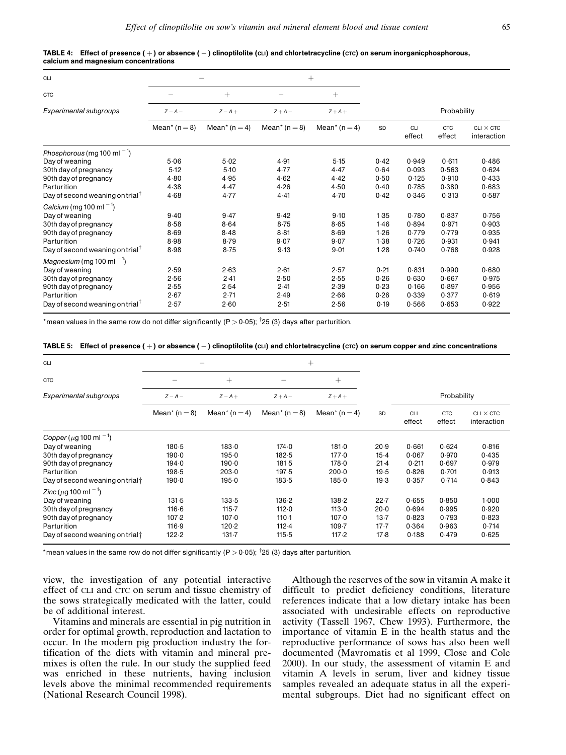**TABLE 4: Effect of presence (+) or absence (−) clinoptilolite (CLI) and chlortetracycline (CTC) on serum inorganicphosphorous, calcium and magnesium concentrations**

| CLI | − | | + | | | | | |
|---|---|---|---|---|---|---|---|---|
| CTC | − | + | − | + | | | | |
| Experimental subgroups | *Z−A−* | *Z−A+* | *Z+A−* | *Z+A+* | | Probability | | |
| | Mean* (n = 8) | Mean* (n = 4) | Mean* (n = 8) | Mean* (n = 4) | SD | CLI effect | CTC effect | CLI × CTC interaction |
| *Phosphorous* (mg 100 ml$^{-1}$) | | | | | | | | |
| Day of weaning | 5·06 | 5·02 | 4·91 | 5·15 | 0·42 | 0·949 | 0·611 | 0·486 |
| 30th day of pregnancy | 5·12 | 5·10 | 4·77 | 4·47 | 0·64 | 0·093 | 0·563 | 0·624 |
| 90th day of pregnancy | 4·80 | 4·95 | 4·62 | 4·42 | 0·50 | 0·125 | 0·910 | 0·433 |
| Parturition | 4·38 | 4·47 | 4·26 | 4·50 | 0·40 | 0·785 | 0·380 | 0·683 |
| Day of second weaning on trial† | 4·68 | 4·77 | 4·41 | 4·70 | 0·42 | 0·346 | 0·313 | 0·587 |
| *Calcium* (mg 100 ml$^{-1}$) | | | | | | | | |
| Day of weaning | 9·40 | 9·47 | 9·42 | 9·10 | 1·35 | 0·780 | 0·837 | 0·756 |
| 30th day of pregnancy | 8·58 | 8·64 | 8·75 | 8·65 | 1·46 | 0·894 | 0·971 | 0·903 |
| 90th day of pregnancy | 8·69 | 8·48 | 8·81 | 8·69 | 1·26 | 0·779 | 0·779 | 0·935 |
| Parturition | 8·98 | 8·79 | 9·07 | 9·07 | 1·38 | 0·726 | 0·931 | 0·941 |
| Day of second weaning on trial† | 8·98 | 8·75 | 9·13 | 9·01 | 1·28 | 0·740 | 0·768 | 0·928 |
| *Magnesium* (mg 100 ml$^{-1}$) | | | | | | | | |
| Day of weaning | 2·59 | 2·63 | 2·61 | 2·57 | 0·21 | 0·831 | 0·990 | 0·680 |
| 30th day of pregnancy | 2·56 | 2·41 | 2·50 | 2·55 | 0·26 | 0·630 | 0·667 | 0·975 |
| 90th day of pregnancy | 2·55 | 2·54 | 2·41 | 2·39 | 0·23 | 0·166 | 0·897 | 0·956 |
| Parturition | 2·67 | 2·71 | 2·49 | 2·66 | 0·26 | 0·339 | 0·377 | 0·619 |
| Day of second weaning on trial† | 2·57 | 2·60 | 2·51 | 2·56 | 0·19 | 0·566 | 0·653 | 0·922 |

*mean values in the same row do not differ significantly ($P > 0{\cdot}05$); †25 (3) days after parturition.

**TABLE 5: Effect of presence (+) or absence (−) clinoptilolite (CLI) and chlortetracycline (CTC) on serum copper and zinc concentrations**

| CLI | − | | + | | | | | |
|---|---|---|---|---|---|---|---|---|
| CTC | − | + | − | + | | | | |
| Experimental subgroups | *Z−A−* | *Z−A+* | *Z+A−* | *Z+A+* | | Probability | | |
| | Mean* (n = 8) | Mean* (n = 4) | Mean* (n = 8) | Mean* (n = 4) | SD | CLI effect | CTC effect | CLI × CTC interaction |
| *Copper* (μg 100 ml$^{-1}$) | | | | | | | | |
| Day of weaning | 180·5 | 183·0 | 174·0 | 181·0 | 20·9 | 0·661 | 0·624 | 0·816 |
| 30th day of pregnancy | 190·0 | 195·0 | 182·5 | 177·0 | 15·4 | 0·067 | 0·970 | 0·435 |
| 90th day of pregnancy | 194·0 | 190·0 | 181·5 | 178·0 | 21·4 | 0·211 | 0·697 | 0·979 |
| Parturition | 198·5 | 203·0 | 197·5 | 200·0 | 19·5 | 0·826 | 0·701 | 0·913 |
| Day of second weaning on trial† | 190·0 | 195·0 | 183·5 | 185·0 | 19·3 | 0·357 | 0·714 | 0·843 |
| *Zinc* (μg 100 ml$^{-1}$) | | | | | | | | |
| Day of weaning | 131·5 | 133·5 | 136·2 | 138·2 | 22·7 | 0·655 | 0·850 | 1·000 |
| 30th day of pregnancy | 116·6 | 115·7 | 112·0 | 113·0 | 20·0 | 0·694 | 0·995 | 0·920 |
| 90th day of pregnancy | 107·2 | 107·0 | 110·1 | 107·0 | 13·7 | 0·823 | 0·793 | 0·823 |
| Parturition | 116·9 | 120·2 | 112·4 | 109·7 | 17·7 | 0·364 | 0·963 | 0·714 |
| Day of second weaning on trial† | 122·2 | 131·7 | 115·5 | 117·2 | 17·8 | 0·188 | 0·479 | 0·625 |

*mean values in the same row do not differ significantly ($P > 0{\cdot}05$); †25 (3) days after parturition.

view, the investigation of any potential interactive effect of CLI and CTC on serum and tissue chemistry of the sows strategically medicated with the latter, could be of additional interest.

Vitamins and minerals are essential in pig nutrition in order for optimal growth, reproduction and lactation to occur. In the modern pig production industry the fortification of the diets with vitamin and mineral premixes is often the rule. In our study the supplied feed was enriched in these nutrients, having inclusion levels above the minimal recommended requirements (National Research Council 1998).

Although the reserves of the sow in vitamin A make it difficult to predict deficiency conditions, literature references indicate that a low dietary intake has been associated with undesirable effects on reproductive activity (Tassell 1967, Chew 1993). Furthermore, the importance of vitamin E in the health status and the reproductive performance of sows has also been well documented (Mavromatis et al 1999, Close and Cole 2000). In our study, the assessment of vitamin E and vitamin A levels in serum, liver and kidney tissue samples revealed an adequate status in all the experimental subgroups. Diet had no significant effect on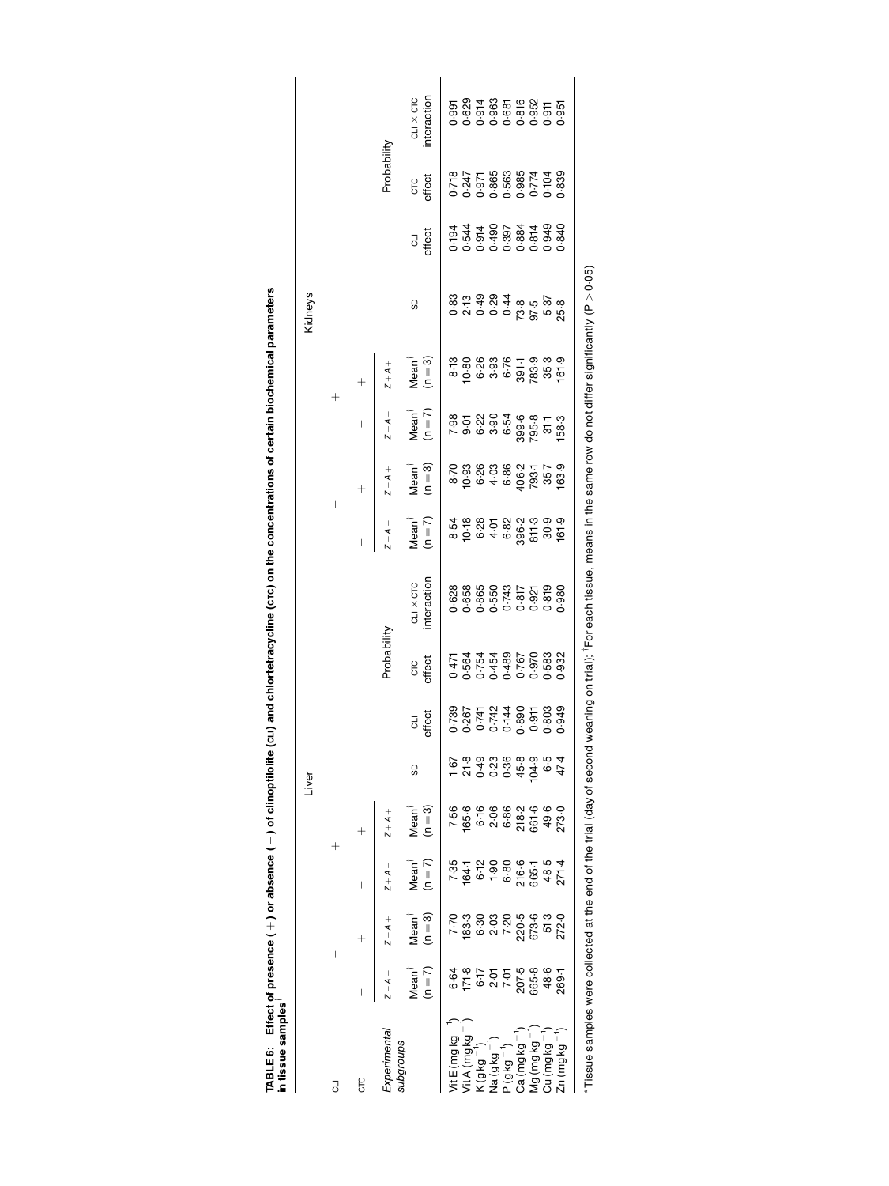**TABLE 6: Effect of presence (+) or absence (−) of clinoptilolite (CLI) and chlortetracycline (CTC) on the concentrations of certain biochemical parameters in tissue samples***

| | Liver | | | | | | | | Kidneys | | | | | | | |
|---|---|---|---|---|---|---|---|---|---|---|---|---|---|---|---|---|
| CLI | − | − | + | + | | | | | − | − | + | + | | | | |
| CTC | − | + | − | + | | | | | − | + | − | + | | | | |
| Experimental subgroups | Z − A − | Z − A + | Z + A − | Z + A + | | Probability | | | Z − A − | Z − A + | Z + A − | Z + A + | | Probability | | |
| | Mean[†] (n = 7) | Mean[†] (n = 3) | Mean[†] (n = 7) | Mean[†] (n = 3) | SD | CLI effect | CTC effect | CLI × CTC interaction | Mean[†] (n = 7) | Mean[†] (n = 3) | Mean[†] (n = 7) | Mean[†] (n = 3) | SD | CLI effect | CTC effect | CLI × CTC interaction |
| Vit E (mg kg$^{-1}$) | 6·64 | 7·70 | 7·35 | 7·56 | 1·67 | 0·739 | 0·471 | 0·628 | 8·54 | 8·70 | 7·98 | 8·13 | 0·83 | 0·194 | 0·718 | 0·991 |
| Vit A (mg kg$^{-1}$) | 171·8 | 183·3 | 164·1 | 165·6 | 21·8 | 0·267 | 0·564 | 0·658 | 10·18 | 10·93 | 9·01 | 10·80 | 2·13 | 0·544 | 0·247 | 0·629 |
| K (g kg$^{-1}$) | 6·17 | 6·30 | 6·12 | 6·16 | 0·49 | 0·741 | 0·754 | 0·865 | 6·28 | 6·26 | 6·22 | 6·26 | 0·49 | 0·914 | 0·971 | 0·914 |
| Na (g kg$^{-1}$) | 2·01 | 2·03 | 1·90 | 2·06 | 0·23 | 0·742 | 0·454 | 0·550 | 4·01 | 4·03 | 3·90 | 3·93 | 0·29 | 0·490 | 0·865 | 0·963 |
| P (g kg$^{-1}$) | 7·01 | 7·20 | 6·80 | 6·86 | 0·36 | 0·144 | 0·489 | 0·743 | 6·82 | 6·86 | 6·54 | 6·76 | 0·44 | 0·397 | 0·563 | 0·681 |
| Ca (mg kg$^{-1}$) | 207·5 | 220·5 | 216·6 | 218·2 | 45·8 | 0·890 | 0·767 | 0·817 | 396·2 | 406·2 | 399·6 | 391·1 | 73·8 | 0·884 | 0·985 | 0·816 |
| Mg (mg kg$^{-1}$) | 665·8 | 673·6 | 665·1 | 661·6 | 104·9 | 0·911 | 0·970 | 0·921 | 811·3 | 793·1 | 795·8 | 783·9 | 97·5 | 0·814 | 0·774 | 0·952 |
| Cu (mg kg$^{-1}$) | 48·6 | 51·3 | 48·5 | 49·6 | 6·5 | 0·803 | 0·583 | 0·819 | 30·9 | 35·7 | 31·1 | 35·3 | 5·37 | 0·949 | 0·104 | 0·911 |
| Zn (mg kg$^{-1}$) | 269·1 | 272·0 | 271·4 | 273·0 | 47·4 | 0·949 | 0·932 | 0·980 | 161·9 | 163·9 | 158·3 | 161·9 | 25·8 | 0·840 | 0·839 | 0·951 |

*Tissue samples were collected at the end of the trial (day of second weaning on trial); [†]For each tissue, means in the same row do not differ significantly ($P > 0·05$)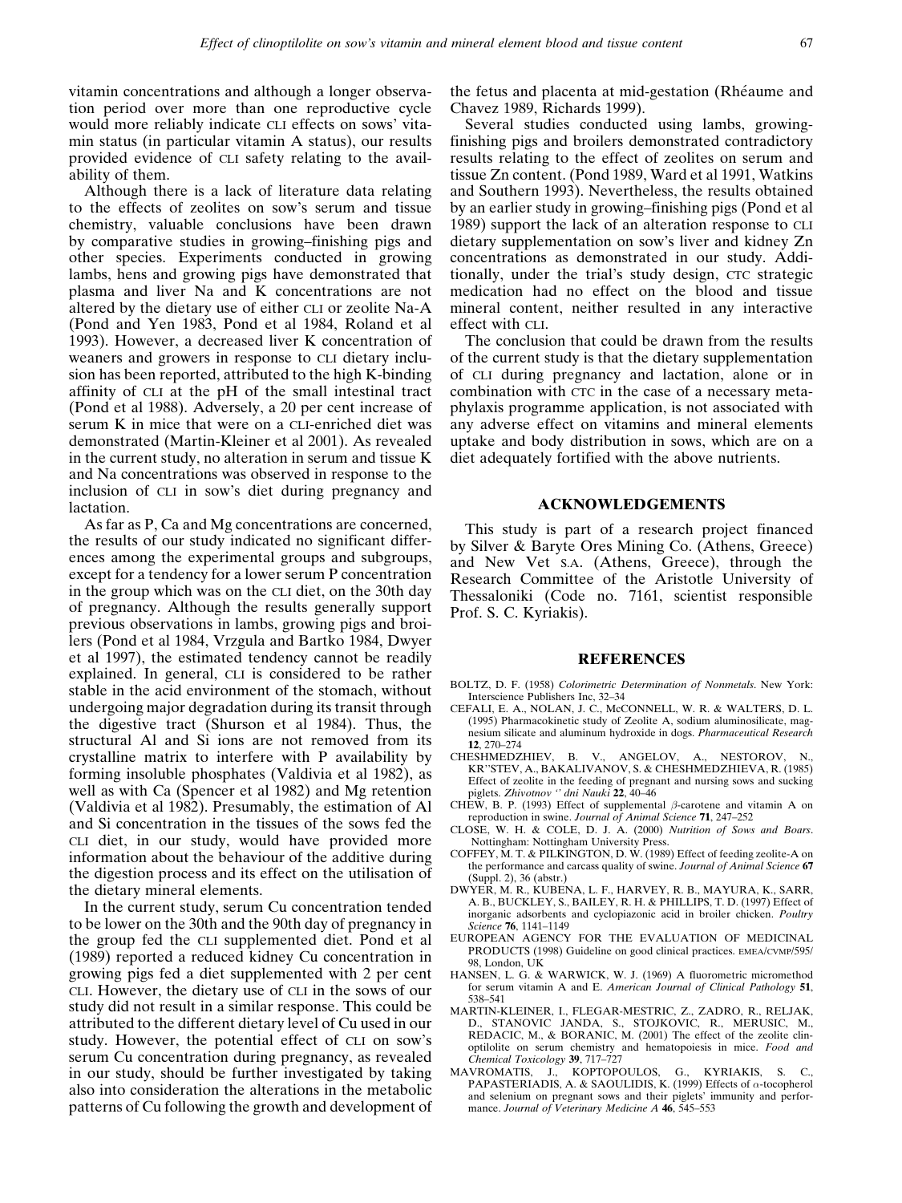vitamin concentrations and although a longer observation period over more than one reproductive cycle would more reliably indicate CLI effects on sows' vitamin status (in particular vitamin A status), our results provided evidence of CLI safety relating to the availability of them.

Although there is a lack of literature data relating to the effects of zeolites on sow's serum and tissue chemistry, valuable conclusions have been drawn by comparative studies in growing–finishing pigs and other species. Experiments conducted in growing lambs, hens and growing pigs have demonstrated that plasma and liver Na and K concentrations are not altered by the dietary use of either CLI or zeolite Na-A (Pond and Yen 1983, Pond et al 1984, Roland et al 1993). However, a decreased liver K concentration of weaners and growers in response to CLI dietary inclusion has been reported, attributed to the high K-binding affinity of CLI at the pH of the small intestinal tract (Pond et al 1988). Adversely, a 20 per cent increase of serum K in mice that were on a CLI-enriched diet was demonstrated (Martin-Kleiner et al 2001). As revealed in the current study, no alteration in serum and tissue K and Na concentrations was observed in response to the inclusion of CLI in sow's diet during pregnancy and lactation.

As far as P, Ca and Mg concentrations are concerned, the results of our study indicated no significant differences among the experimental groups and subgroups, except for a tendency for a lower serum P concentration in the group which was on the CLI diet, on the 30th day of pregnancy. Although the results generally support previous observations in lambs, growing pigs and broilers (Pond et al 1984, Vrzgula and Bartko 1984, Dwyer et al 1997), the estimated tendency cannot be readily explained. In general, CLI is considered to be rather stable in the acid environment of the stomach, without undergoing major degradation during its transit through the digestive tract (Shurson et al 1984). Thus, the structural Al and Si ions are not removed from its crystalline matrix to interfere with P availability by forming insoluble phosphates (Valdivia et al 1982), as well as with Ca (Spencer et al 1982) and Mg retention (Valdivia et al 1982). Presumably, the estimation of Al and Si concentration in the tissues of the sows fed the CLI diet, in our study, would have provided more information about the behaviour of the additive during the digestion process and its effect on the utilisation of the dietary mineral elements.

In the current study, serum Cu concentration tended to be lower on the 30th and the 90th day of pregnancy in the group fed the CLI supplemented diet. Pond et al (1989) reported a reduced kidney Cu concentration in growing pigs fed a diet supplemented with 2 per cent CLI. However, the dietary use of CLI in the sows of our study did not result in a similar response. This could be attributed to the different dietary level of Cu used in our study. However, the potential effect of CLI on sow's serum Cu concentration during pregnancy, as revealed in our study, should be further investigated by taking also into consideration the alterations in the metabolic patterns of Cu following the growth and development of the fetus and placenta at mid-gestation (Rhéaume and Chavez 1989, Richards 1999).

Several studies conducted using lambs, growing-finishing pigs and broilers demonstrated contradictory results relating to the effect of zeolites on serum and tissue Zn content. (Pond 1989, Ward et al 1991, Watkins and Southern 1993). Nevertheless, the results obtained by an earlier study in growing–finishing pigs (Pond et al 1989) support the lack of an alteration response to CLI dietary supplementation on sow's liver and kidney Zn concentrations as demonstrated in our study. Additionally, under the trial's study design, CTC strategic medication had no effect on the blood and tissue mineral content, neither resulted in any interactive effect with CLI.

The conclusion that could be drawn from the results of the current study is that the dietary supplementation of CLI during pregnancy and lactation, alone or in combination with CTC in the case of a necessary metaphylaxis programme application, is not associated with any adverse effect on vitamins and mineral elements uptake and body distribution in sows, which are on a diet adequately fortified with the above nutrients.

## ACKNOWLEDGEMENTS

This study is part of a research project financed by Silver & Baryte Ores Mining Co. (Athens, Greece) and New Vet S.A. (Athens, Greece), through the Research Committee of the Aristotle University of Thessaloniki (Code no. 7161, scientist responsible Prof. S. C. Kyriakis).

## REFERENCES

BOLTZ, D. F. (1958) *Colorimetric Determination of Nonmetals*. New York: Interscience Publishers Inc, 32–34

CEFALI, E. A., NOLAN, J. C., McCONNELL, W. R. & WALTERS, D. L. (1995) Pharmacokinetic study of Zeolite A, sodium aluminosilicate, magnesium silicate and aluminum hydroxide in dogs. *Pharmaceutical Research* **12**, 270–274

CHESHMEDZHIEV, B. V., ANGELOV, A., NESTOROV, N., KR"STEV, A., BAKALIVANOV, S. & CHESHMEDZHIEVA, R. (1985) Effect of zeolite in the feeding of pregnant and nursing sows and sucking piglets. *Zhivotnov '' dni Nauki* **22**, 40–46

CHEW, B. P. (1993) Effect of supplemental $\beta$-carotene and vitamin A on reproduction in swine. *Journal of Animal Science* **71**, 247–252

CLOSE, W. H. & COLE, D. J. A. (2000) *Nutrition of Sows and Boars*. Nottingham: Nottingham University Press.

COFFEY, M. T. & PILKINGTON, D. W. (1989) Effect of feeding zeolite-A on the performance and carcass quality of swine. *Journal of Animal Science* **67** (Suppl. 2), 36 (abstr.)

DWYER, M. R., KUBENA, L. F., HARVEY, R. B., MAYURA, K., SARR, A. B., BUCKLEY, S., BAILEY, R. H. & PHILLIPS, T. D. (1997) Effect of inorganic adsorbents and cyclopiazonic acid in broiler chicken. *Poultry Science* **76**, 1141–1149

EUROPEAN AGENCY FOR THE EVALUATION OF MEDICINAL PRODUCTS (1998) Guideline on good clinical practices. EMEA/CVMP/595/98, London, UK

HANSEN, L. G. & WARWICK, W. J. (1969) A fluorometric micromethod for serum vitamin A and E. *American Journal of Clinical Pathology* **51**, 538–541

MARTIN-KLEINER, I., FLEGAR-MESTRIC, Z., ZADRO, R., RELJAK, D., STANOVIC JANDA, S., STOJKOVIC, R., MERUSIC, M., REDACIC, M., & BORANIC, M. (2001) The effect of the zeolite clinoptilolite on serum chemistry and hematopoiesis in mice. *Food and Chemical Toxicology* **39**, 717–727

MAVROMATIS, J., KOPTOPOULOS, G., KYRIAKIS, S. C., PAPASTERIADIS, A. & SAOULIDIS, K. (1999) Effects of $\alpha$-tocopherol and selenium on pregnant sows and their piglets' immunity and performance. *Journal of Veterinary Medicine A* **46**, 545–553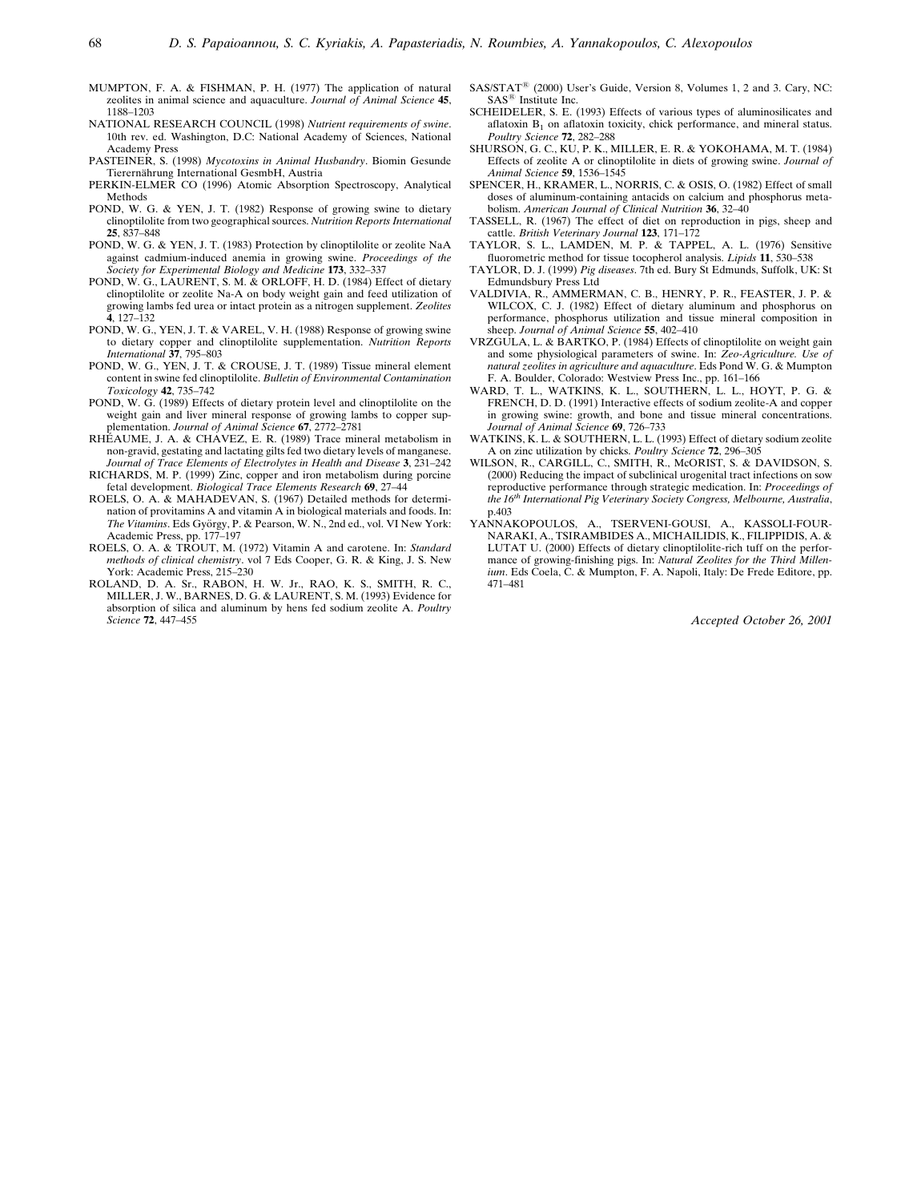MUMPTON, F. A. & FISHMAN, P. H. (1977) The application of natural zeolites in animal science and aquaculture. *Journal of Animal Science* **45**, 1188–1203

NATIONAL RESEARCH COUNCIL (1998) *Nutrient requirements of swine*. 10th rev. ed. Washington, D.C: National Academy of Sciences, National Academy Press

PASTEINER, S. (1998) *Mycotoxins in Animal Husbandry*. Biomin Gesunde Tierernährung International GesmbH, Austria

PERKIN-ELMER CO (1996) Atomic Absorption Spectroscopy, Analytical Methods

POND, W. G. & YEN, J. T. (1982) Response of growing swine to dietary clinoptilolite from two geographical sources. *Nutrition Reports International* **25**, 837–848

POND, W. G. & YEN, J. T. (1983) Protection by clinoptilolite or zeolite NaA against cadmium-induced anemia in growing swine. *Proceedings of the Society for Experimental Biology and Medicine* **173**, 332–337

POND, W. G., LAURENT, S. M. & ORLOFF, H. D. (1984) Effect of dietary clinoptilolite or zeolite Na-A on body weight gain and feed utilization of growing lambs fed urea or intact protein as a nitrogen supplement. *Zeolites* **4**, 127–132

POND, W. G., YEN, J. T. & VAREL, V. H. (1988) Response of growing swine to dietary copper and clinoptilolite supplementation. *Nutrition Reports International* **37**, 795–803

POND, W. G., YEN, J. T. & CROUSE, J. T. (1989) Tissue mineral element content in swine fed clinoptilolite. *Bulletin of Environmental Contamination Toxicology* **42**, 735–742

POND, W. G. (1989) Effects of dietary protein level and clinoptilolite on the weight gain and liver mineral response of growing lambs to copper supplementation. *Journal of Animal Science* **67**, 2772–2781

RHEAUME, J. A. & CHAVEZ, E. R. (1989) Trace mineral metabolism in non-gravid, gestating and lactating gilts fed two dietary levels of manganese. *Journal of Trace Elements of Electrolytes in Health and Disease* **3**, 231–242

RICHARDS, M. P. (1999) Zinc, copper and iron metabolism during porcine fetal development. *Biological Trace Elements Research* **69**, 27–44

ROELS, O. A. & MAHADEVAN, S. (1967) Detailed methods for determination of provitamins A and vitamin A in biological materials and foods. In: *The Vitamins*. Eds György, P. & Pearson, W. N., 2nd ed., vol. VI New York: Academic Press, pp. 177–197

ROELS, O. A. & TROUT, M. (1972) Vitamin A and carotene. In: *Standard methods of clinical chemistry*. vol 7 Eds Cooper, G. R. & King, J. S. New York: Academic Press, 215–230

ROLAND, D. A. Sr., RABON, H. W. Jr., RAO, K. S., SMITH, R. C., MILLER, J. W., BARNES, D. G. & LAURENT, S. M. (1993) Evidence for absorption of silica and aluminum by hens fed sodium zeolite A. *Poultry Science* **72**, 447–455

SAS/STAT® (2000) User's Guide, Version 8, Volumes 1, 2 and 3. Cary, NC: SAS® Institute Inc.

SCHEIDELER, S. E. (1993) Effects of various types of aluminosilicates and aflatoxin $B_1$ on aflatoxin toxicity, chick performance, and mineral status. *Poultry Science* **72**, 282–288

SHURSON, G. C., KU, P. K., MILLER, E. R. & YOKOHAMA, M. T. (1984) Effects of zeolite A or clinoptilolite in diets of growing swine. *Journal of Animal Science* **59**, 1536–1545

SPENCER, H., KRAMER, L., NORRIS, C. & OSIS, O. (1982) Effect of small doses of aluminum-containing antacids on calcium and phosphorus metabolism. *American Journal of Clinical Nutrition* **36**, 32–40

TASSELL, R. (1967) The effect of diet on reproduction in pigs, sheep and cattle. *British Veterinary Journal* **123**, 171–172

TAYLOR, S. L., LAMDEN, M. P. & TAPPEL, A. L. (1976) Sensitive fluorometric method for tissue tocopherol analysis. *Lipids* **11**, 530–538

TAYLOR, D. J. (1999) *Pig diseases*. 7th ed. Bury St Edmunds, Suffolk, UK: St Edmundsbury Press Ltd

VALDIVIA, R., AMMERMAN, C. B., HENRY, P. R., FEASTER, J. P. & WILCOX, C. J. (1982) Effect of dietary aluminum and phosphorus on performance, phosphorus utilization and tissue mineral composition in sheep. *Journal of Animal Science* **55**, 402–410

VRZGULA, L. & BARTKO, P. (1984) Effects of clinoptilolite on weight gain and some physiological parameters of swine. In: *Zeo-Agriculture. Use of natural zeolites in agriculture and aquaculture*. Eds Pond W. G. & Mumpton F. A. Boulder, Colorado: Westview Press Inc., pp. 161–166

WARD, T. L., WATKINS, K. L., SOUTHERN, L. L., HOYT, P. G. & FRENCH, D. D. (1991) Interactive effects of sodium zeolite-A and copper in growing swine: growth, and bone and tissue mineral concentrations. *Journal of Animal Science* **69**, 726–733

WATKINS, K. L. & SOUTHERN, L. L. (1993) Effect of dietary sodium zeolite A on zinc utilization by chicks. *Poultry Science* **72**, 296–305

WILSON, R., CARGILL, C., SMITH, R., McORIST, S. & DAVIDSON, S. (2000) Reducing the impact of subclinical urogenital tract infections on sow reproductive performance through strategic medication. In: *Proceedings of the 16th International Pig Veterinary Society Congress, Melbourne, Australia*, p.403

YANNAKOPOULOS, A., TSERVENI-GOUSI, A., KASSOLI-FOURNARAKI, A., TSIRAMBIDES A., MICHAILIDIS, K., FILIPPIDIS, A. & LUTAT U. (2000) Effects of dietary clinoptilolite-rich tuff on the performance of growing-finishing pigs. In: *Natural Zeolites for the Third Millenium*. Eds Coela, C. & Mumpton, F. A. Napoli, Italy: De Frede Editore, pp. 471–481

*Accepted October 26, 2001*